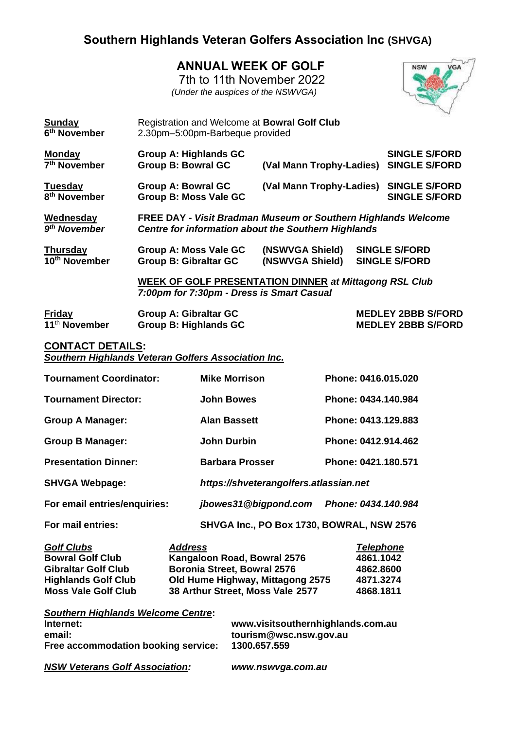# Southern Highlands Veteran Golfers Association Inc (SHVGA)

## ANNUAL WEEK OF GOLF

7th to 11th November 2022

*(Under the auspices of the NSWVGA)*

| Day | Venue | Event | Format |
|---|---|---|---|
| **Sunday** 6th November | Registration and Welcome at **Bowral Golf Club** 2.30pm–5:00pm-Barbeque provided | | |
| **Monday** 7th November | **Group A: Highlands GC** | | **SINGLE S/FORD** |
| | **Group B: Bowral GC** | **(Val Mann Trophy-Ladies)** | **SINGLE S/FORD** |
| **Tuesday** 8th November | **Group A: Bowral GC** | **(Val Mann Trophy-Ladies)** | **SINGLE S/FORD** |
| | **Group B: Moss Vale GC** | | **SINGLE S/FORD** |
| ***Wednesday*** *9th November* | **FREE DAY -** ***Visit Bradman Museum or Southern Highlands Welcome Centre for information about the Southern Highlands*** | | |
| **Thursday** 10th November | **Group A: Moss Vale GC** | **(NSWVGA Shield)** | **SINGLE S/FORD** |
| | **Group B: Gibraltar GC** | **(NSWVGA Shield)** | **SINGLE S/FORD** |
| | **WEEK OF GOLF PRESENTATION DINNER** ***at Mittagong RSL Club*** ***7:00pm for 7:30pm - Dress is Smart Casual*** | | |
| **Friday** 11th November | **Group A: Gibraltar GC** | | **MEDLEY 2BBB S/FORD** |
| | **Group B: Highlands GC** | | **MEDLEY 2BBB S/FORD** |

**CONTACT DETAILS:**

***Southern Highlands Veteran Golfers Association Inc.***

| | | |
|---|---|---|
| **Tournament Coordinator:** | **Mike Morrison** | **Phone: 0416.015.020** |
| **Tournament Director:** | **John Bowes** | **Phone: 0434.140.984** |
| **Group A Manager:** | **Alan Bassett** | **Phone: 0413.129.883** |
| **Group B Manager:** | **John Durbin** | **Phone: 0412.914.462** |
| **Presentation Dinner:** | **Barbara Prosser** | **Phone: 0421.180.571** |
| **SHVGA Webpage:** | ***https://shveterangolfers.atlassian.net*** | |
| **For email entries/enquiries:** | ***jbowes31@bigpond.com*** | ***Phone: 0434.140.984*** |
| **For mail entries:** | **SHVGA Inc., PO Box 1730, BOWRAL, NSW 2576** | |

| ***Golf Clubs*** | ***Address*** | ***Telephone*** |
|---|---|---|
| **Bowral Golf Club** | **Kangaloon Road, Bowral 2576** | **4861.1042** |
| **Gibraltar Golf Club** | **Boronia Street, Bowral 2576** | **4862.8600** |
| **Highlands Golf Club** | **Old Hume Highway, Mittagong 2575** | **4871.3274** |
| **Moss Vale Golf Club** | **38 Arthur Street, Moss Vale 2577** | **4868.1811** |

***Southern Highlands Welcome Centre*:**

| | |
|---|---|
| **Internet:** | **www.visitsouthernhighlands.com.au** |
| **email:** | **tourism@wsc.nsw.gov.au** |
| **Free accommodation booking service:** | **1300.657.559** |

***NSW Veterans Golf Association:*** ***www.nswvga.com.au***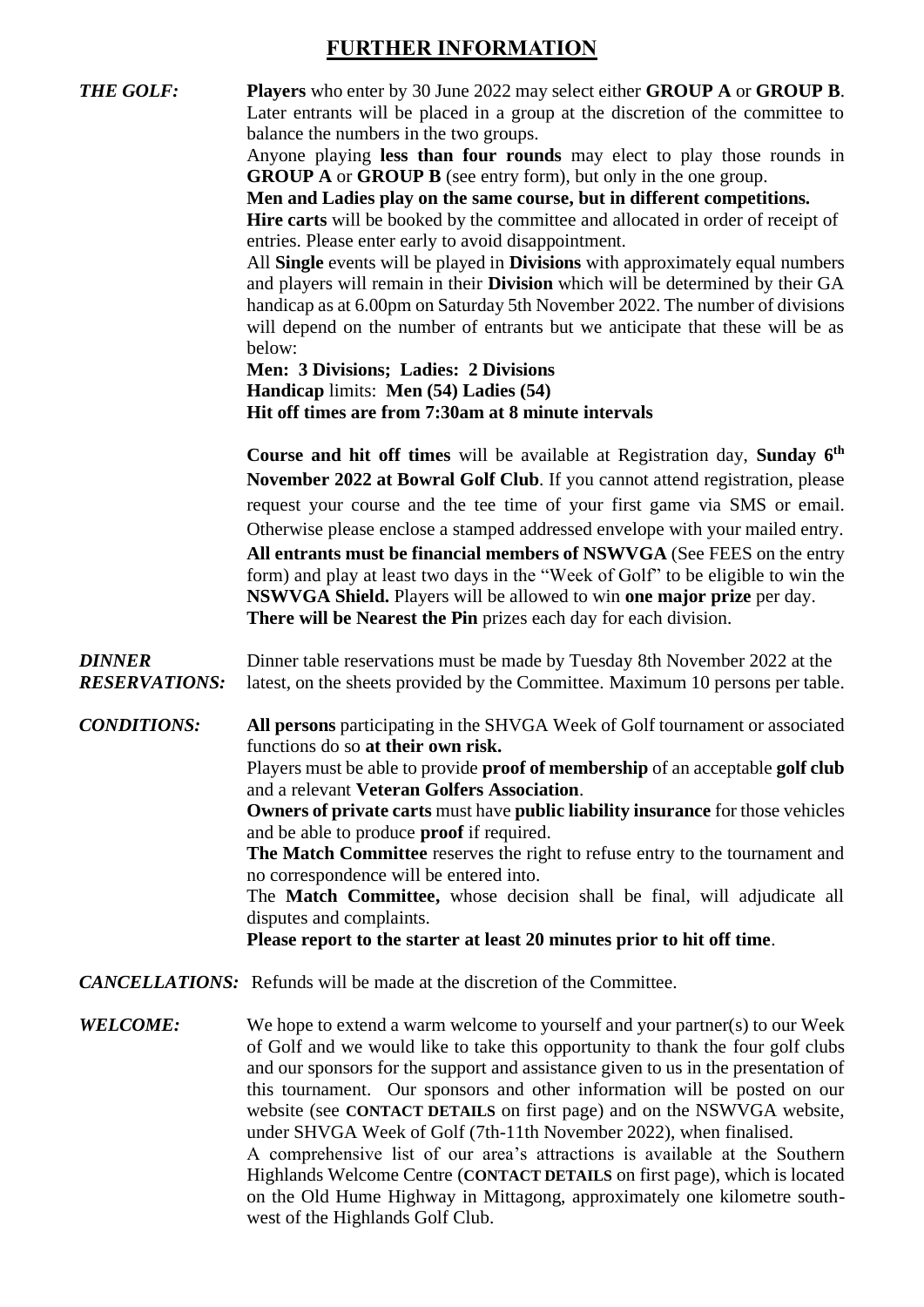# FURTHER INFORMATION

***THE GOLF:***

**Players** who enter by 30 June 2022 may select either **GROUP A** or **GROUP B**. Later entrants will be placed in a group at the discretion of the committee to balance the numbers in the two groups.

Anyone playing **less than four rounds** may elect to play those rounds in **GROUP A** or **GROUP B** (see entry form), but only in the one group.

**Men and Ladies play on the same course, but in different competitions.**

**Hire carts** will be booked by the committee and allocated in order of receipt of entries. Please enter early to avoid disappointment.

All **Single** events will be played in **Divisions** with approximately equal numbers and players will remain in their **Division** which will be determined by their GA handicap as at 6.00pm on Saturday 5th November 2022. The number of divisions will depend on the number of entrants but we anticipate that these will be as below:

**Men: 3 Divisions; Ladies: 2 Divisions**

**Handicap** limits: **Men (54) Ladies (54)**

**Hit off times are from 7:30am at 8 minute intervals**

**Course and hit off times** will be available at Registration day, **Sunday 6th November 2022 at Bowral Golf Club**. If you cannot attend registration, please request your course and the tee time of your first game via SMS or email. Otherwise please enclose a stamped addressed envelope with your mailed entry.

**All entrants must be financial members of NSWVGA** (See FEES on the entry form) and play at least two days in the "Week of Golf" to be eligible to win the **NSWVGA Shield.** Players will be allowed to win **one major prize** per day.

**There will be Nearest the Pin** prizes each day for each division.

***DINNER RESERVATIONS:***

Dinner table reservations must be made by Tuesday 8th November 2022 at the latest, on the sheets provided by the Committee. Maximum 10 persons per table.

***CONDITIONS:***

**All persons** participating in the SHVGA Week of Golf tournament or associated functions do so **at their own risk.**

Players must be able to provide **proof of membership** of an acceptable **golf club** and a relevant **Veteran Golfers Association**.

**Owners of private carts** must have **public liability insurance** for those vehicles and be able to produce **proof** if required.

**The Match Committee** reserves the right to refuse entry to the tournament and no correspondence will be entered into.

The **Match Committee,** whose decision shall be final, will adjudicate all disputes and complaints.

**Please report to the starter at least 20 minutes prior to hit off time**.

***CANCELLATIONS:*** Refunds will be made at the discretion of the Committee.

***WELCOME:***

We hope to extend a warm welcome to yourself and your partner(s) to our Week of Golf and we would like to take this opportunity to thank the four golf clubs and our sponsors for the support and assistance given to us in the presentation of this tournament. Our sponsors and other information will be posted on our website (see **CONTACT DETAILS** on first page) and on the NSWVGA website, under SHVGA Week of Golf (7th-11th November 2022), when finalised.

A comprehensive list of our area's attractions is available at the Southern Highlands Welcome Centre (**CONTACT DETAILS** on first page), which is located on the Old Hume Highway in Mittagong, approximately one kilometre south-west of the Highlands Golf Club.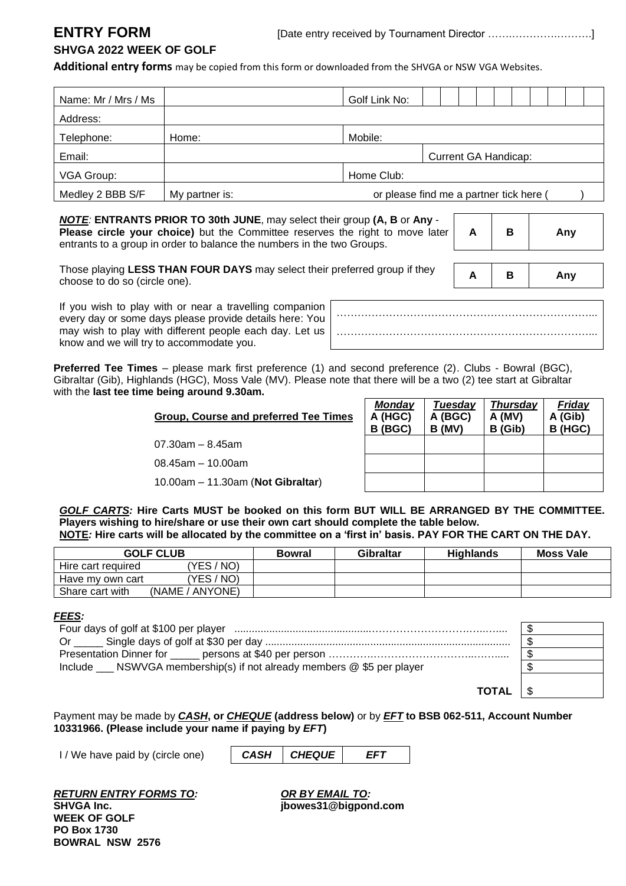# ENTRY FORM

[Date entry received by Tournament Director …….……………………]

**SHVGA 2022 WEEK OF GOLF**

**Additional entry forms** may be copied from this form or downloaded from the SHVGA or NSW VGA Websites.

| | | | |
|---|---|---|---|
| Name: Mr / Mrs / Ms | | Golf Link No: | |
| Address: | | | |
| Telephone: | Home: | Mobile: | |
| Email: | | | Current GA Handicap: |
| VGA Group: | | Home Club: | |
| Medley 2 BBB S/F | My partner is: | or please find me a partner tick here ( ) | |

***NOTE:*** **ENTRANTS PRIOR TO 30th JUNE**, may select their group **(A, B** or **Any - Please circle your choice)** but the Committee reserves the right to move later entrants to a group in order to balance the numbers in the two Groups.

| | | |
|---|---|---|
| **A** | **B** | **Any** |

Those playing **LESS THAN FOUR DAYS** may select their preferred group if they choose to do so (circle one).

| | | |
|---|---|---|
| **A** | **B** | **Any** |

If you wish to play with or near a travelling companion every day or some days please provide details here: You may wish to play with different people each day. Let us know and we will try to accommodate you.

……………………………………………………………………...

……………………………………………………………………...

**Preferred Tee Times** – please mark first preference (1) and second preference (2). Clubs - Bowral (BGC), Gibraltar (Gib), Highlands (HGC), Moss Vale (MV). Please note that there will be a two (2) tee start at Gibraltar with the **last tee time being around 9.30am.**

| **Group, Course and preferred Tee Times** | ***Monday*** **A (HGC) B (BGC)** | ***Tuesday*** **A (BGC) B (MV)** | ***Thursday*** **A (MV) B (Gib)** | ***Friday*** **A (Gib) B (HGC)** |
|---|---|---|---|---|
| 07.30am – 8.45am | | | | |
| 08.45am – 10.00am | | | | |
| 10.00am – 11.30am (**Not Gibraltar**) | | | | |

***GOLF CARTS:*** **Hire Carts MUST be booked on this form BUT WILL BE ARRANGED BY THE COMMITTEE. Players wishing to hire/share or use their own cart should complete the table below.**
**NOTE: Hire carts will be allocated by the committee on a 'first in' basis. PAY FOR THE CART ON THE DAY.**

| **GOLF CLUB** | **Bowral** | **Gibraltar** | **Highlands** | **Moss Vale** |
|---|---|---|---|---|
| Hire cart required (YES / NO) | | | | |
| Have my own cart (YES / NO) | | | | |
| Share cart with (NAME / ANYONE) | | | | |

***FEES:***

| | |
|---|---|
| Four days of golf at $100 per player ............................................……………………….…….... | $ |
| Or _____ Single days of golf at $30 per day .................................................................................... | $ |
| Presentation Dinner for _____ persons at $40 per person ………….…………………….……..... | $ |
| Include ___ NSWVGA membership(s) if not already members @ $5 per player | $ |
| **TOTAL** | $ |

Payment may be made by ***CASH*****, or *CHEQUE* (address below)** or by ***EFT*** **to BSB 062-511, Account Number 10331966. (Please include your name if paying by *EFT*)**

I / We have paid by (circle one)

| | | |
|---|---|---|
| ***CASH*** | ***CHEQUE*** | ***EFT*** |

***RETURN ENTRY FORMS TO:***
**SHVGA Inc.**
**WEEK OF GOLF**
**PO Box 1730**
**BOWRAL NSW 2576**

***OR BY EMAIL TO:***
**jbowes31@bigpond.com**